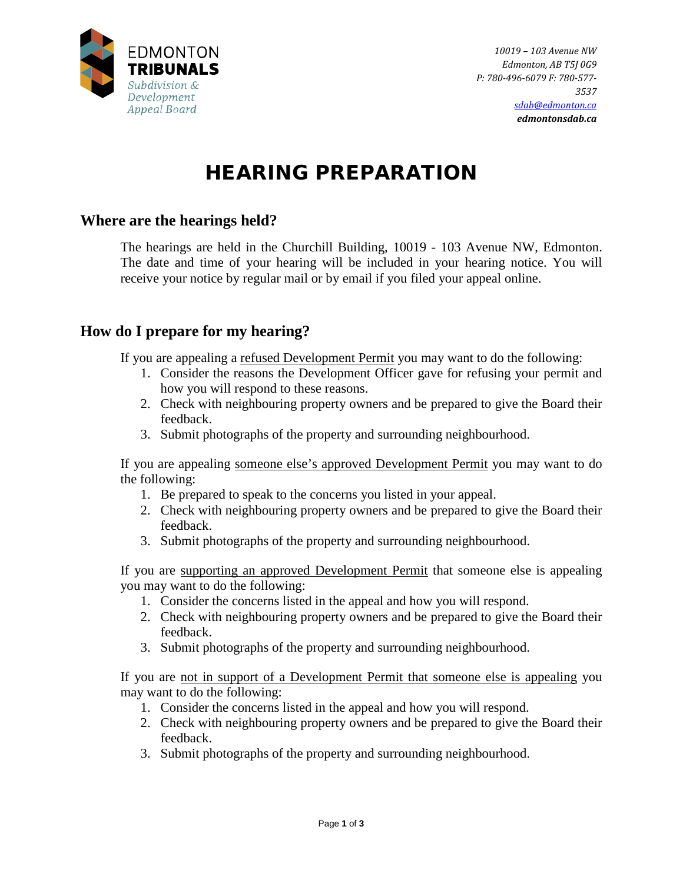EDMONTON **TRIBUNALS**
*Subdivision & Development Appeal Board*

*10019 – 103 Avenue NW*
*Edmonton, AB T5J 0G9*
*P: 780-496-6079 F: 780-577-3537*
*sdab@edmonton.ca*
***edmontonsdab.ca***

# HEARING PREPARATION

## Where are the hearings held?

The hearings are held in the Churchill Building, 10019 - 103 Avenue NW, Edmonton. The date and time of your hearing will be included in your hearing notice. You will receive your notice by regular mail or by email if you filed your appeal online.

## How do I prepare for my hearing?

If you are appealing a refused Development Permit you may want to do the following:

1. Consider the reasons the Development Officer gave for refusing your permit and how you will respond to these reasons.
2. Check with neighbouring property owners and be prepared to give the Board their feedback.
3. Submit photographs of the property and surrounding neighbourhood.

If you are appealing someone else's approved Development Permit you may want to do the following:

1. Be prepared to speak to the concerns you listed in your appeal.
2. Check with neighbouring property owners and be prepared to give the Board their feedback.
3. Submit photographs of the property and surrounding neighbourhood.

If you are supporting an approved Development Permit that someone else is appealing you may want to do the following:

1. Consider the concerns listed in the appeal and how you will respond.
2. Check with neighbouring property owners and be prepared to give the Board their feedback.
3. Submit photographs of the property and surrounding neighbourhood.

If you are not in support of a Development Permit that someone else is appealing you may want to do the following:

1. Consider the concerns listed in the appeal and how you will respond.
2. Check with neighbouring property owners and be prepared to give the Board their feedback.
3. Submit photographs of the property and surrounding neighbourhood.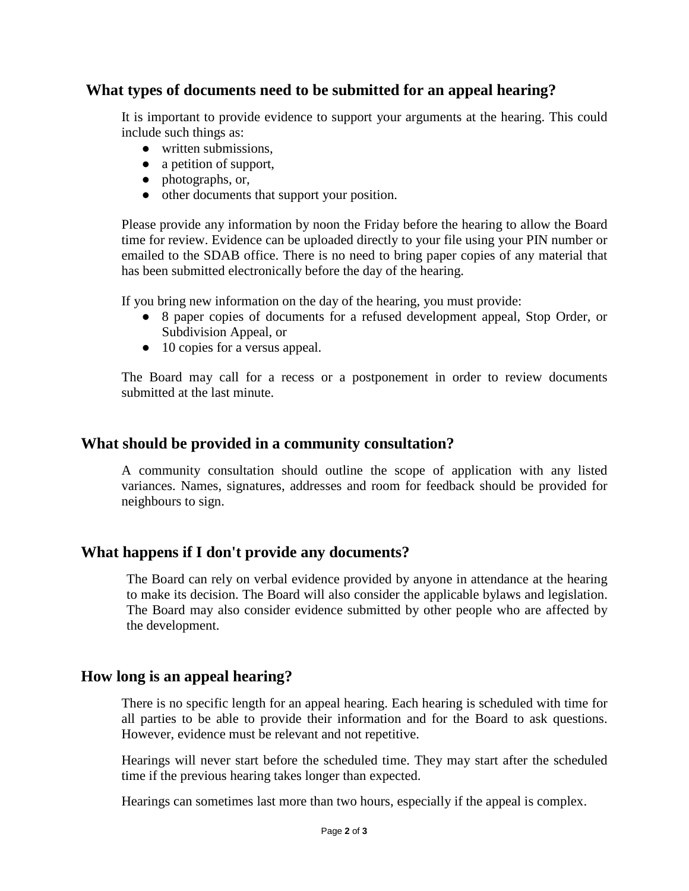## What types of documents need to be submitted for an appeal hearing?

It is important to provide evidence to support your arguments at the hearing. This could include such things as:

- written submissions,
- a petition of support,
- photographs, or,
- other documents that support your position.

Please provide any information by noon the Friday before the hearing to allow the Board time for review. Evidence can be uploaded directly to your file using your PIN number or emailed to the SDAB office. There is no need to bring paper copies of any material that has been submitted electronically before the day of the hearing.

If you bring new information on the day of the hearing, you must provide:

- 8 paper copies of documents for a refused development appeal, Stop Order, or Subdivision Appeal, or
- 10 copies for a versus appeal.

The Board may call for a recess or a postponement in order to review documents submitted at the last minute.

## What should be provided in a community consultation?

A community consultation should outline the scope of application with any listed variances. Names, signatures, addresses and room for feedback should be provided for neighbours to sign.

## What happens if I don't provide any documents?

The Board can rely on verbal evidence provided by anyone in attendance at the hearing to make its decision. The Board will also consider the applicable bylaws and legislation. The Board may also consider evidence submitted by other people who are affected by the development.

## How long is an appeal hearing?

There is no specific length for an appeal hearing. Each hearing is scheduled with time for all parties to be able to provide their information and for the Board to ask questions. However, evidence must be relevant and not repetitive.

Hearings will never start before the scheduled time. They may start after the scheduled time if the previous hearing takes longer than expected.

Hearings can sometimes last more than two hours, especially if the appeal is complex.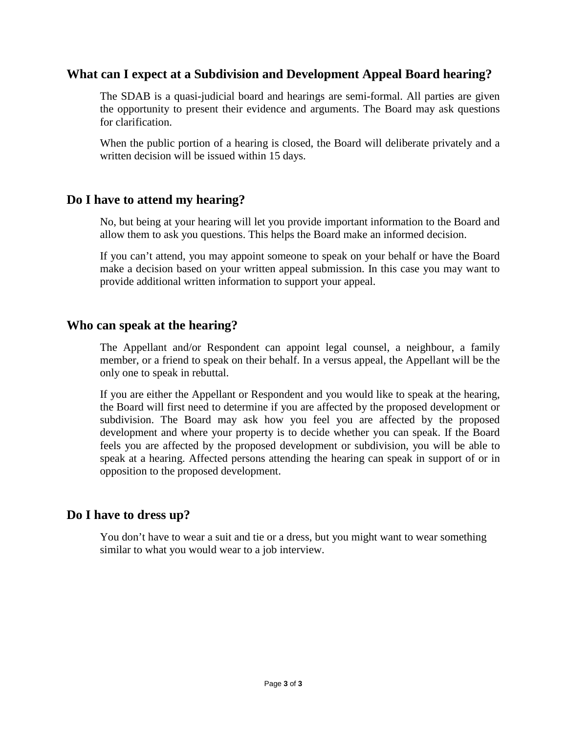## What can I expect at a Subdivision and Development Appeal Board hearing?

The SDAB is a quasi-judicial board and hearings are semi-formal. All parties are given the opportunity to present their evidence and arguments. The Board may ask questions for clarification.

When the public portion of a hearing is closed, the Board will deliberate privately and a written decision will be issued within 15 days.

## Do I have to attend my hearing?

No, but being at your hearing will let you provide important information to the Board and allow them to ask you questions. This helps the Board make an informed decision.

If you can't attend, you may appoint someone to speak on your behalf or have the Board make a decision based on your written appeal submission. In this case you may want to provide additional written information to support your appeal.

## Who can speak at the hearing?

The Appellant and/or Respondent can appoint legal counsel, a neighbour, a family member, or a friend to speak on their behalf. In a versus appeal, the Appellant will be the only one to speak in rebuttal.

If you are either the Appellant or Respondent and you would like to speak at the hearing, the Board will first need to determine if you are affected by the proposed development or subdivision. The Board may ask how you feel you are affected by the proposed development and where your property is to decide whether you can speak. If the Board feels you are affected by the proposed development or subdivision, you will be able to speak at a hearing. Affected persons attending the hearing can speak in support of or in opposition to the proposed development.

## Do I have to dress up?

You don't have to wear a suit and tie or a dress, but you might want to wear something similar to what you would wear to a job interview.